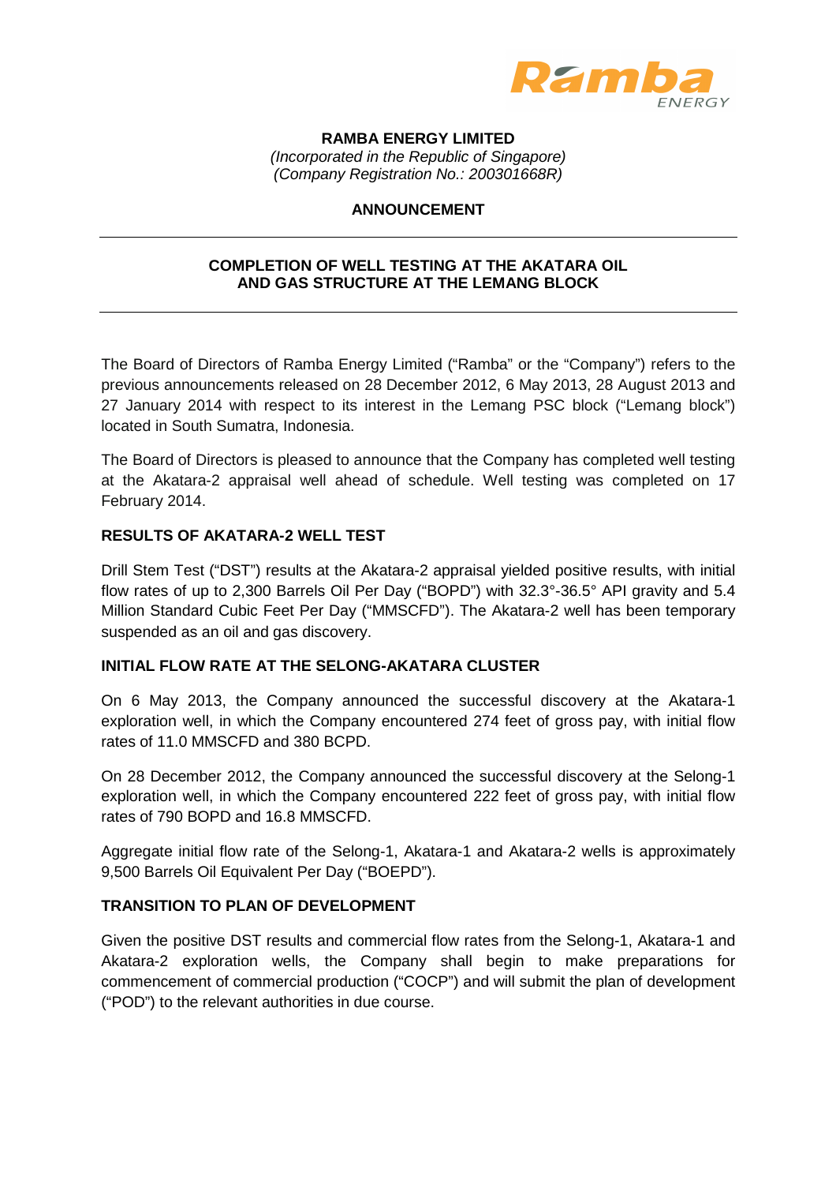**RAMBA ENERGY LIMITED**

*(Incorporated in the Republic of Singapore)*
*(Company Registration No.: 200301668R)*

**ANNOUNCEMENT**

---

**COMPLETION OF WELL TESTING AT THE AKATARA OIL AND GAS STRUCTURE AT THE LEMANG BLOCK**

---

The Board of Directors of Ramba Energy Limited ("Ramba" or the "Company") refers to the previous announcements released on 28 December 2012, 6 May 2013, 28 August 2013 and 27 January 2014 with respect to its interest in the Lemang PSC block ("Lemang block") located in South Sumatra, Indonesia.

The Board of Directors is pleased to announce that the Company has completed well testing at the Akatara-2 appraisal well ahead of schedule. Well testing was completed on 17 February 2014.

**RESULTS OF AKATARA-2 WELL TEST**

Drill Stem Test ("DST") results at the Akatara-2 appraisal yielded positive results, with initial flow rates of up to 2,300 Barrels Oil Per Day ("BOPD") with 32.3°-36.5° API gravity and 5.4 Million Standard Cubic Feet Per Day ("MMSCFD"). The Akatara-2 well has been temporary suspended as an oil and gas discovery.

**INITIAL FLOW RATE AT THE SELONG-AKATARA CLUSTER**

On 6 May 2013, the Company announced the successful discovery at the Akatara-1 exploration well, in which the Company encountered 274 feet of gross pay, with initial flow rates of 11.0 MMSCFD and 380 BCPD.

On 28 December 2012, the Company announced the successful discovery at the Selong-1 exploration well, in which the Company encountered 222 feet of gross pay, with initial flow rates of 790 BOPD and 16.8 MMSCFD.

Aggregate initial flow rate of the Selong-1, Akatara-1 and Akatara-2 wells is approximately 9,500 Barrels Oil Equivalent Per Day ("BOEPD").

**TRANSITION TO PLAN OF DEVELOPMENT**

Given the positive DST results and commercial flow rates from the Selong-1, Akatara-1 and Akatara-2 exploration wells, the Company shall begin to make preparations for commencement of commercial production ("COCP") and will submit the plan of development ("POD") to the relevant authorities in due course.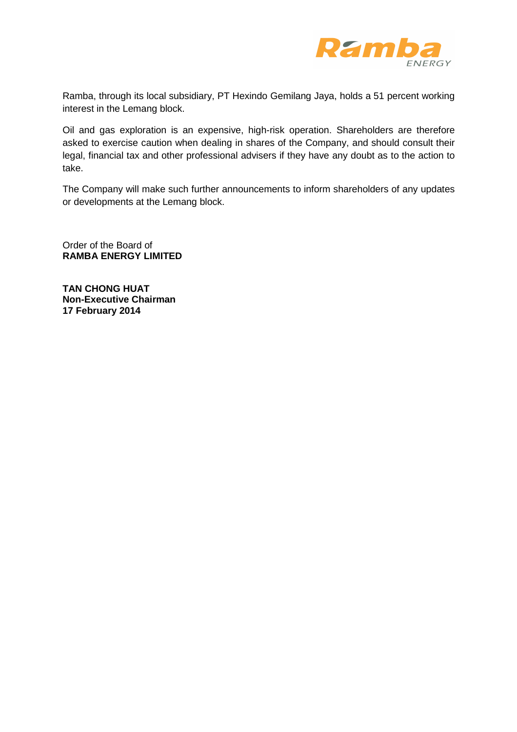Ramba, through its local subsidiary, PT Hexindo Gemilang Jaya, holds a 51 percent working interest in the Lemang block.

Oil and gas exploration is an expensive, high-risk operation. Shareholders are therefore asked to exercise caution when dealing in shares of the Company, and should consult their legal, financial tax and other professional advisers if they have any doubt as to the action to take.

The Company will make such further announcements to inform shareholders of any updates or developments at the Lemang block.

Order of the Board of
**RAMBA ENERGY LIMITED**

**TAN CHONG HUAT**
**Non-Executive Chairman**
**17 February 2014**